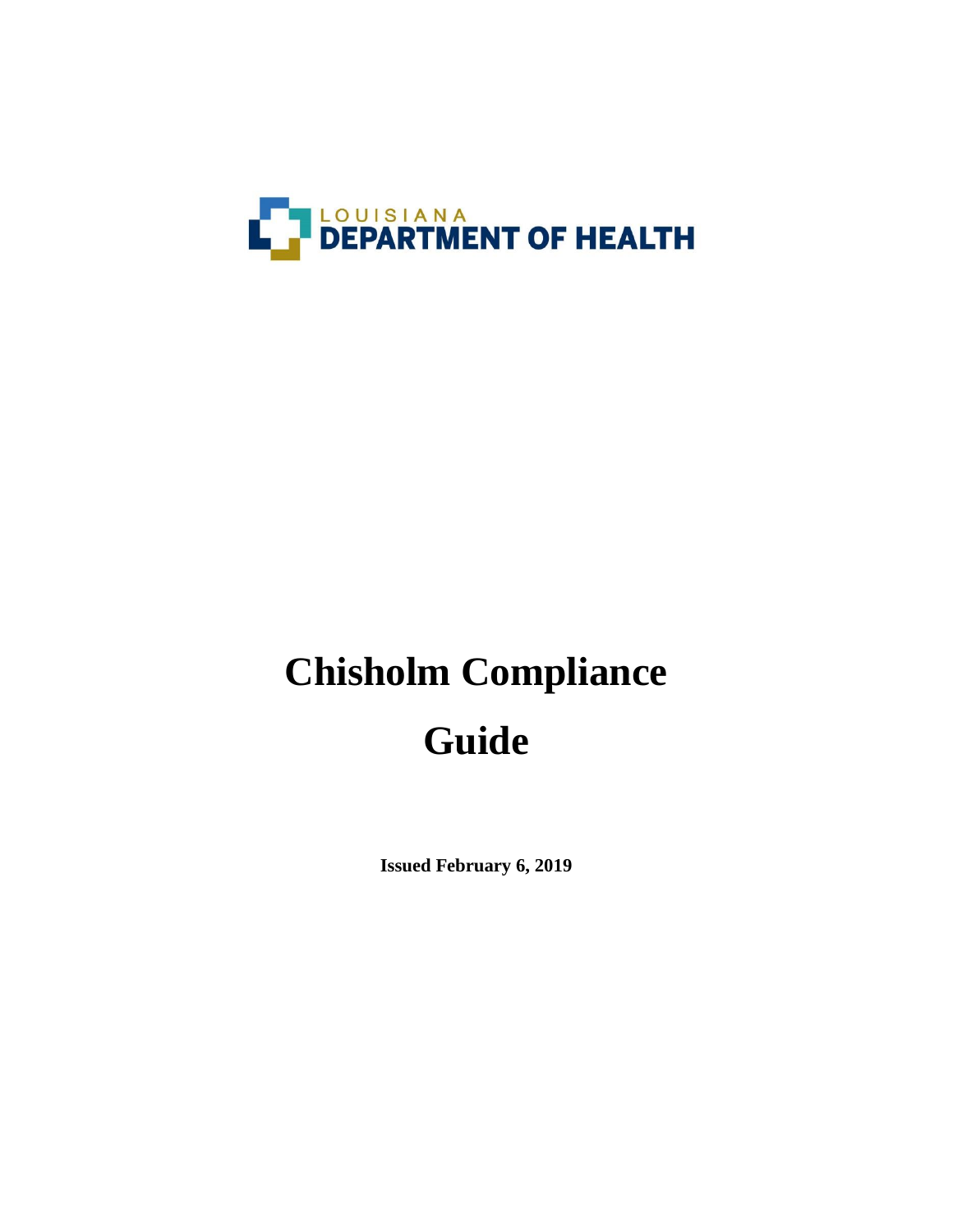LOUISIANA
DEPARTMENT OF HEALTH

# Chisholm Compliance Guide

**Issued February 6, 2019**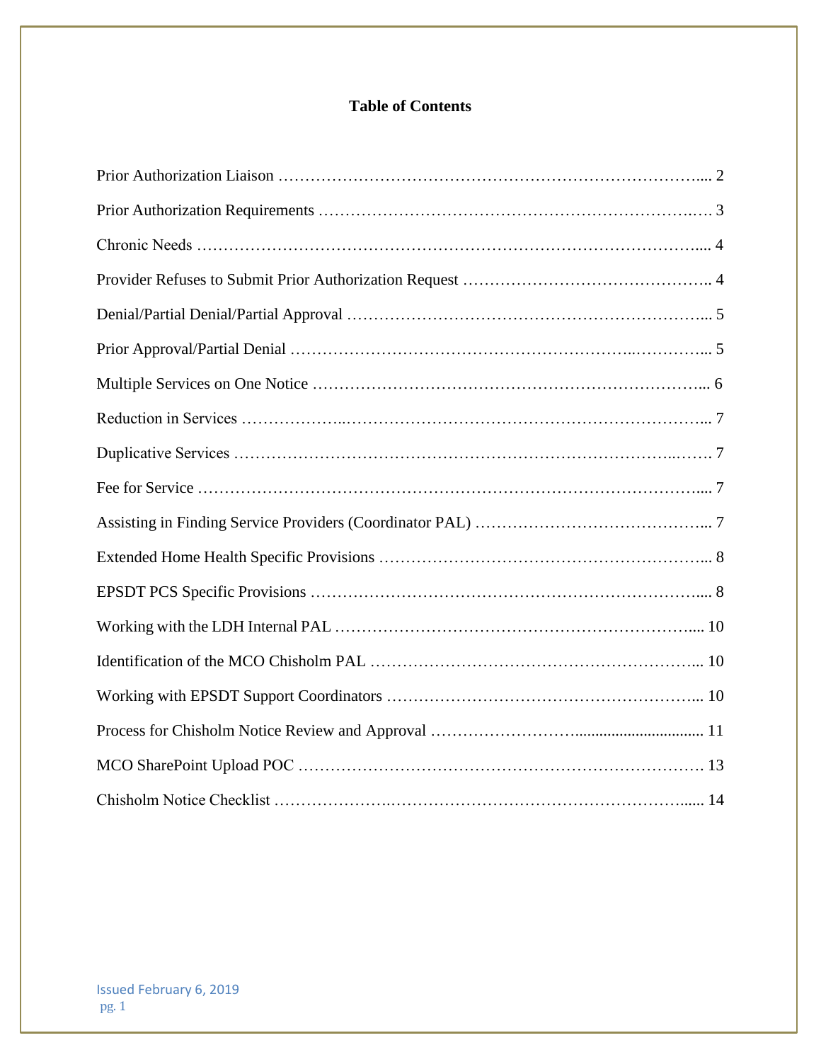# Table of Contents

| Section | Page |
| --- | --- |
| Prior Authorization Liaison | 2 |
| Prior Authorization Requirements | 3 |
| Chronic Needs | 4 |
| Provider Refuses to Submit Prior Authorization Request | 4 |
| Denial/Partial Denial/Partial Approval | 5 |
| Prior Approval/Partial Denial | 5 |
| Multiple Services on One Notice | 6 |
| Reduction in Services | 7 |
| Duplicative Services | 7 |
| Fee for Service | 7 |
| Assisting in Finding Service Providers (Coordinator PAL) | 7 |
| Extended Home Health Specific Provisions | 8 |
| EPSDT PCS Specific Provisions | 8 |
| Working with the LDH Internal PAL | 10 |
| Identification of the MCO Chisholm PAL | 10 |
| Working with EPSDT Support Coordinators | 10 |
| Process for Chisholm Notice Review and Approval | 11 |
| MCO SharePoint Upload POC | 13 |
| Chisholm Notice Checklist | 14 |

Issued February 6, 2019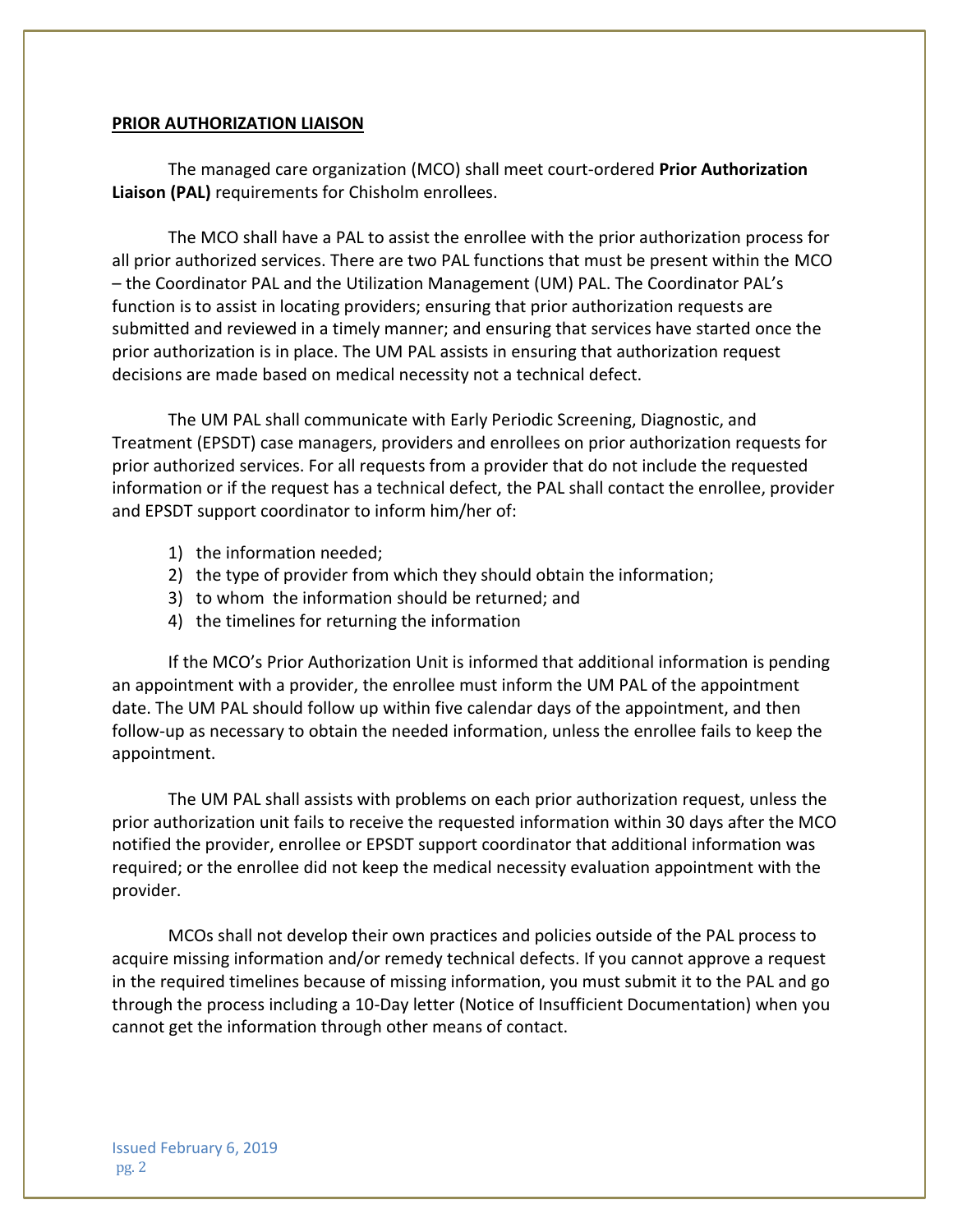**PRIOR AUTHORIZATION LIAISON**

The managed care organization (MCO) shall meet court-ordered **Prior Authorization Liaison (PAL)** requirements for Chisholm enrollees.

The MCO shall have a PAL to assist the enrollee with the prior authorization process for all prior authorized services. There are two PAL functions that must be present within the MCO – the Coordinator PAL and the Utilization Management (UM) PAL. The Coordinator PAL's function is to assist in locating providers; ensuring that prior authorization requests are submitted and reviewed in a timely manner; and ensuring that services have started once the prior authorization is in place. The UM PAL assists in ensuring that authorization request decisions are made based on medical necessity not a technical defect.

The UM PAL shall communicate with Early Periodic Screening, Diagnostic, and Treatment (EPSDT) case managers, providers and enrollees on prior authorization requests for prior authorized services. For all requests from a provider that do not include the requested information or if the request has a technical defect, the PAL shall contact the enrollee, provider and EPSDT support coordinator to inform him/her of:

1) the information needed;
2) the type of provider from which they should obtain the information;
3) to whom the information should be returned; and
4) the timelines for returning the information

If the MCO's Prior Authorization Unit is informed that additional information is pending an appointment with a provider, the enrollee must inform the UM PAL of the appointment date. The UM PAL should follow up within five calendar days of the appointment, and then follow-up as necessary to obtain the needed information, unless the enrollee fails to keep the appointment.

The UM PAL shall assists with problems on each prior authorization request, unless the prior authorization unit fails to receive the requested information within 30 days after the MCO notified the provider, enrollee or EPSDT support coordinator that additional information was required; or the enrollee did not keep the medical necessity evaluation appointment with the provider.

MCOs shall not develop their own practices and policies outside of the PAL process to acquire missing information and/or remedy technical defects. If you cannot approve a request in the required timelines because of missing information, you must submit it to the PAL and go through the process including a 10-Day letter (Notice of Insufficient Documentation) when you cannot get the information through other means of contact.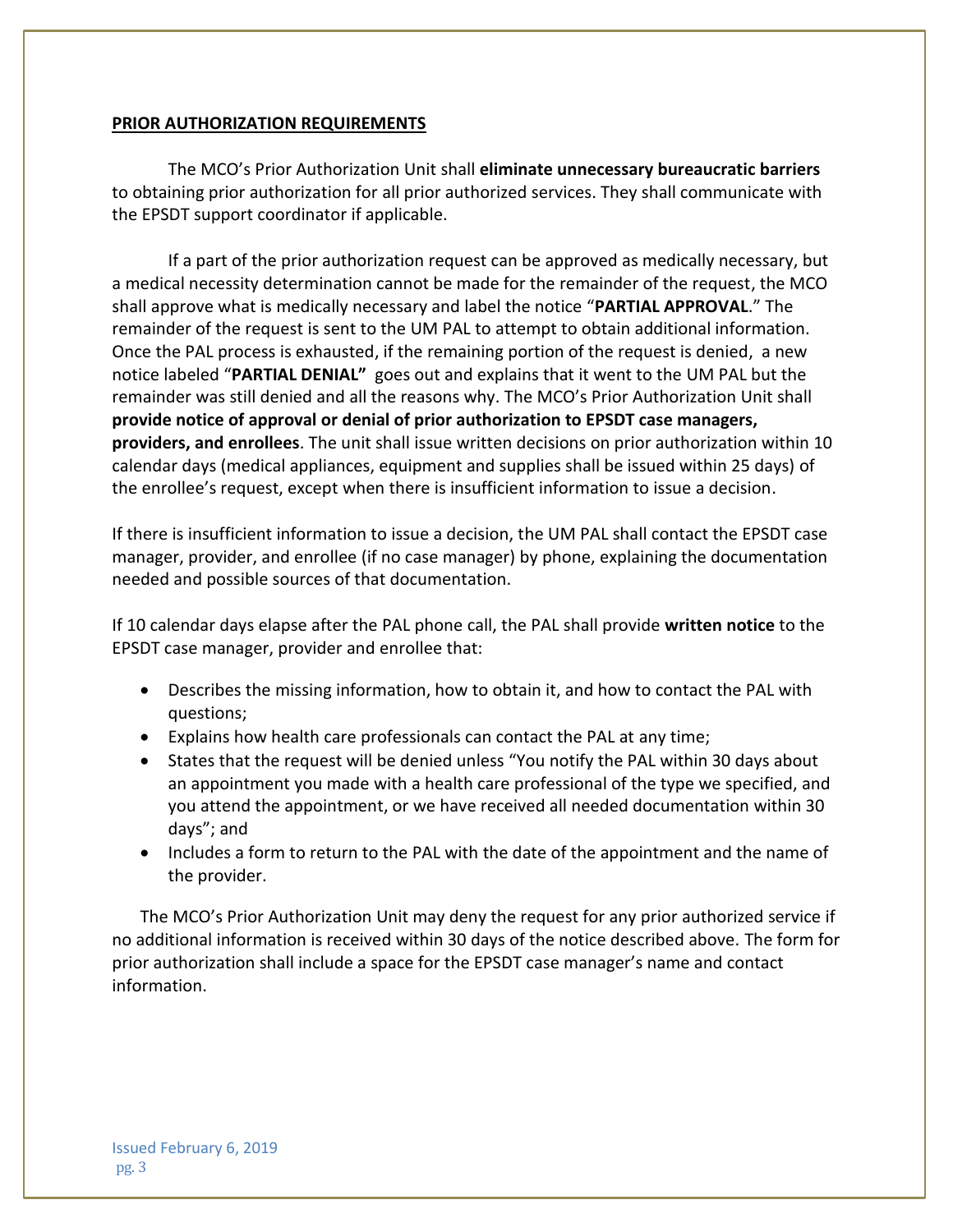**PRIOR AUTHORIZATION REQUIREMENTS**

The MCO's Prior Authorization Unit shall **eliminate unnecessary bureaucratic barriers** to obtaining prior authorization for all prior authorized services. They shall communicate with the EPSDT support coordinator if applicable.

If a part of the prior authorization request can be approved as medically necessary, but a medical necessity determination cannot be made for the remainder of the request, the MCO shall approve what is medically necessary and label the notice "**PARTIAL APPROVAL**." The remainder of the request is sent to the UM PAL to attempt to obtain additional information. Once the PAL process is exhausted, if the remaining portion of the request is denied, a new notice labeled "**PARTIAL DENIAL"** goes out and explains that it went to the UM PAL but the remainder was still denied and all the reasons why. The MCO's Prior Authorization Unit shall **provide notice of approval or denial of prior authorization to EPSDT case managers, providers, and enrollees**. The unit shall issue written decisions on prior authorization within 10 calendar days (medical appliances, equipment and supplies shall be issued within 25 days) of the enrollee's request, except when there is insufficient information to issue a decision.

If there is insufficient information to issue a decision, the UM PAL shall contact the EPSDT case manager, provider, and enrollee (if no case manager) by phone, explaining the documentation needed and possible sources of that documentation.

If 10 calendar days elapse after the PAL phone call, the PAL shall provide **written notice** to the EPSDT case manager, provider and enrollee that:

- Describes the missing information, how to obtain it, and how to contact the PAL with questions;
- Explains how health care professionals can contact the PAL at any time;
- States that the request will be denied unless "You notify the PAL within 30 days about an appointment you made with a health care professional of the type we specified, and you attend the appointment, or we have received all needed documentation within 30 days"; and
- Includes a form to return to the PAL with the date of the appointment and the name of the provider.

The MCO's Prior Authorization Unit may deny the request for any prior authorized service if no additional information is received within 30 days of the notice described above. The form for prior authorization shall include a space for the EPSDT case manager's name and contact information.

Issued February 6, 2019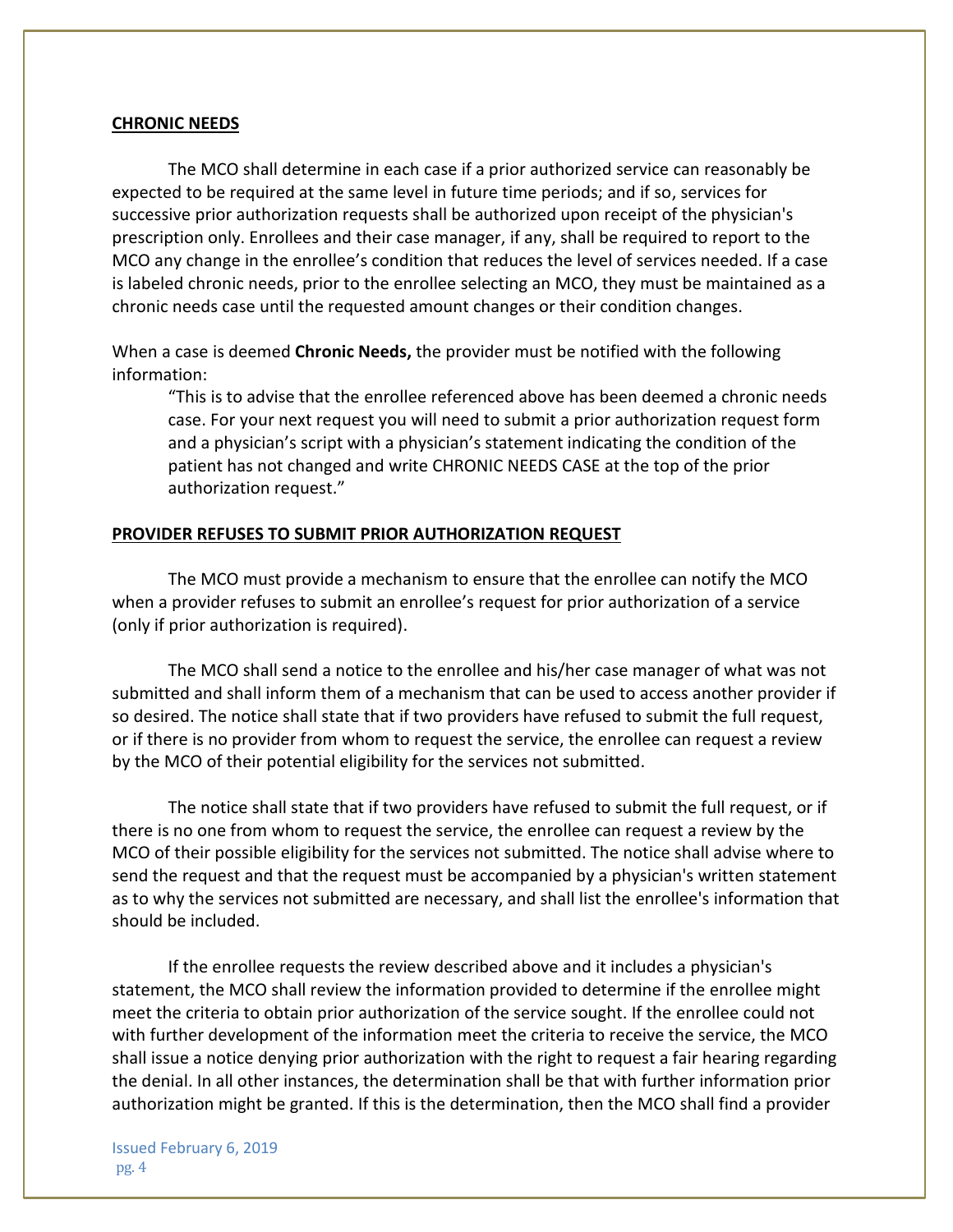**CHRONIC NEEDS**

The MCO shall determine in each case if a prior authorized service can reasonably be expected to be required at the same level in future time periods; and if so, services for successive prior authorization requests shall be authorized upon receipt of the physician's prescription only. Enrollees and their case manager, if any, shall be required to report to the MCO any change in the enrollee's condition that reduces the level of services needed. If a case is labeled chronic needs, prior to the enrollee selecting an MCO, they must be maintained as a chronic needs case until the requested amount changes or their condition changes.

When a case is deemed **Chronic Needs,** the provider must be notified with the following information:

> "This is to advise that the enrollee referenced above has been deemed a chronic needs case. For your next request you will need to submit a prior authorization request form and a physician's script with a physician's statement indicating the condition of the patient has not changed and write CHRONIC NEEDS CASE at the top of the prior authorization request."

**PROVIDER REFUSES TO SUBMIT PRIOR AUTHORIZATION REQUEST**

The MCO must provide a mechanism to ensure that the enrollee can notify the MCO when a provider refuses to submit an enrollee's request for prior authorization of a service (only if prior authorization is required).

The MCO shall send a notice to the enrollee and his/her case manager of what was not submitted and shall inform them of a mechanism that can be used to access another provider if so desired. The notice shall state that if two providers have refused to submit the full request, or if there is no provider from whom to request the service, the enrollee can request a review by the MCO of their potential eligibility for the services not submitted.

The notice shall state that if two providers have refused to submit the full request, or if there is no one from whom to request the service, the enrollee can request a review by the MCO of their possible eligibility for the services not submitted. The notice shall advise where to send the request and that the request must be accompanied by a physician's written statement as to why the services not submitted are necessary, and shall list the enrollee's information that should be included.

If the enrollee requests the review described above and it includes a physician's statement, the MCO shall review the information provided to determine if the enrollee might meet the criteria to obtain prior authorization of the service sought. If the enrollee could not with further development of the information meet the criteria to receive the service, the MCO shall issue a notice denying prior authorization with the right to request a fair hearing regarding the denial. In all other instances, the determination shall be that with further information prior authorization might be granted. If this is the determination, then the MCO shall find a provider

Issued February 6, 2019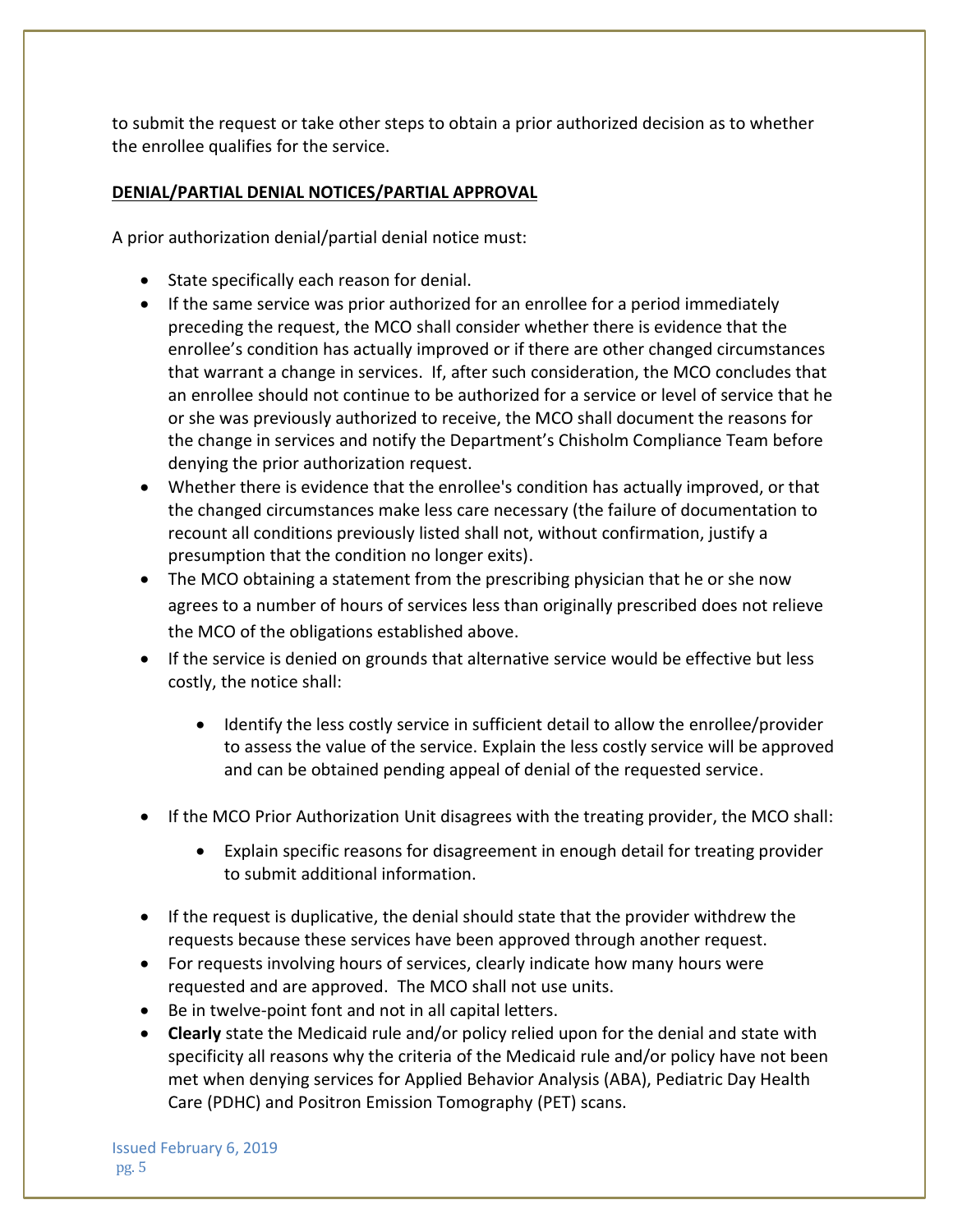to submit the request or take other steps to obtain a prior authorized decision as to whether the enrollee qualifies for the service.

## DENIAL/PARTIAL DENIAL NOTICES/PARTIAL APPROVAL

A prior authorization denial/partial denial notice must:

- State specifically each reason for denial.
- If the same service was prior authorized for an enrollee for a period immediately preceding the request, the MCO shall consider whether there is evidence that the enrollee's condition has actually improved or if there are other changed circumstances that warrant a change in services. If, after such consideration, the MCO concludes that an enrollee should not continue to be authorized for a service or level of service that he or she was previously authorized to receive, the MCO shall document the reasons for the change in services and notify the Department's Chisholm Compliance Team before denying the prior authorization request.
- Whether there is evidence that the enrollee's condition has actually improved, or that the changed circumstances make less care necessary (the failure of documentation to recount all conditions previously listed shall not, without confirmation, justify a presumption that the condition no longer exits).
- The MCO obtaining a statement from the prescribing physician that he or she now agrees to a number of hours of services less than originally prescribed does not relieve the MCO of the obligations established above.
- If the service is denied on grounds that alternative service would be effective but less costly, the notice shall:
  - Identify the less costly service in sufficient detail to allow the enrollee/provider to assess the value of the service. Explain the less costly service will be approved and can be obtained pending appeal of denial of the requested service.
- If the MCO Prior Authorization Unit disagrees with the treating provider, the MCO shall:
  - Explain specific reasons for disagreement in enough detail for treating provider to submit additional information.
- If the request is duplicative, the denial should state that the provider withdrew the requests because these services have been approved through another request.
- For requests involving hours of services, clearly indicate how many hours were requested and are approved. The MCO shall not use units.
- Be in twelve-point font and not in all capital letters.
- **Clearly** state the Medicaid rule and/or policy relied upon for the denial and state with specificity all reasons why the criteria of the Medicaid rule and/or policy have not been met when denying services for Applied Behavior Analysis (ABA), Pediatric Day Health Care (PDHC) and Positron Emission Tomography (PET) scans.

Issued February 6, 2019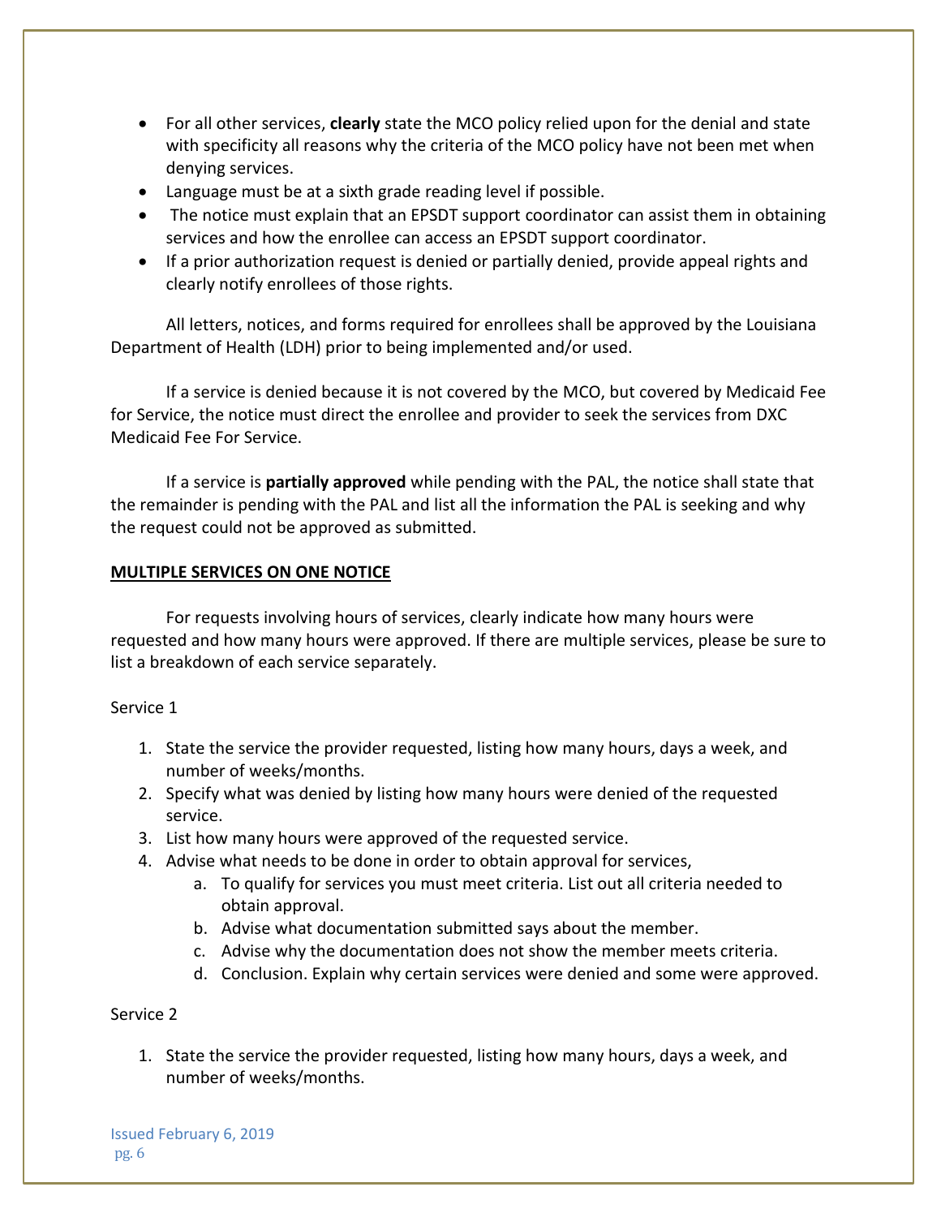- For all other services, **clearly** state the MCO policy relied upon for the denial and state with specificity all reasons why the criteria of the MCO policy have not been met when denying services.
- Language must be at a sixth grade reading level if possible.
- The notice must explain that an EPSDT support coordinator can assist them in obtaining services and how the enrollee can access an EPSDT support coordinator.
- If a prior authorization request is denied or partially denied, provide appeal rights and clearly notify enrollees of those rights.

All letters, notices, and forms required for enrollees shall be approved by the Louisiana Department of Health (LDH) prior to being implemented and/or used.

If a service is denied because it is not covered by the MCO, but covered by Medicaid Fee for Service, the notice must direct the enrollee and provider to seek the services from DXC Medicaid Fee For Service.

If a service is **partially approved** while pending with the PAL, the notice shall state that the remainder is pending with the PAL and list all the information the PAL is seeking and why the request could not be approved as submitted.

## MULTIPLE SERVICES ON ONE NOTICE

For requests involving hours of services, clearly indicate how many hours were requested and how many hours were approved. If there are multiple services, please be sure to list a breakdown of each service separately.

Service 1

1. State the service the provider requested, listing how many hours, days a week, and number of weeks/months.
2. Specify what was denied by listing how many hours were denied of the requested service.
3. List how many hours were approved of the requested service.
4. Advise what needs to be done in order to obtain approval for services,
   a. To qualify for services you must meet criteria. List out all criteria needed to obtain approval.
   b. Advise what documentation submitted says about the member.
   c. Advise why the documentation does not show the member meets criteria.
   d. Conclusion. Explain why certain services were denied and some were approved.

Service 2

1. State the service the provider requested, listing how many hours, days a week, and number of weeks/months.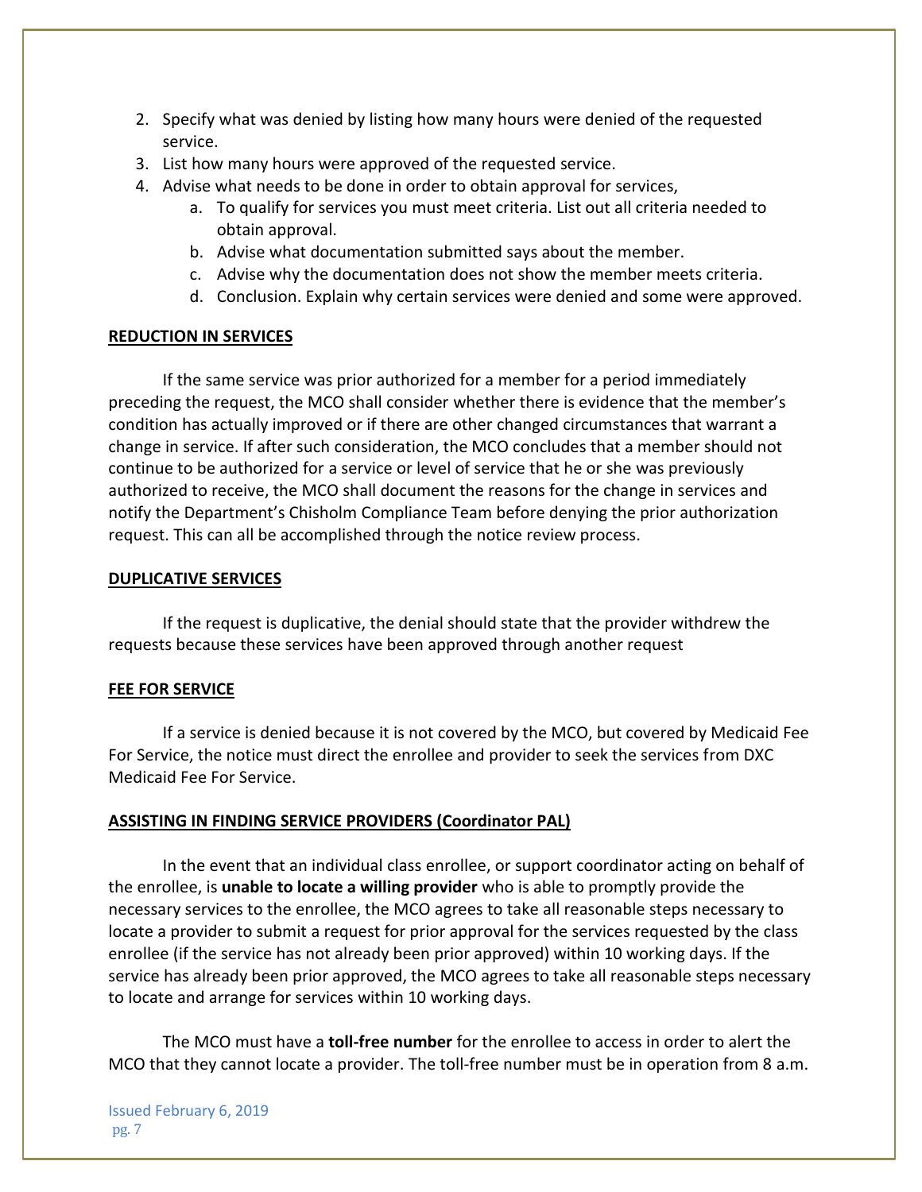2. Specify what was denied by listing how many hours were denied of the requested service.
3. List how many hours were approved of the requested service.
4. Advise what needs to be done in order to obtain approval for services,
    a. To qualify for services you must meet criteria. List out all criteria needed to obtain approval.
    b. Advise what documentation submitted says about the member.
    c. Advise why the documentation does not show the member meets criteria.
    d. Conclusion. Explain why certain services were denied and some were approved.

**REDUCTION IN SERVICES**

If the same service was prior authorized for a member for a period immediately preceding the request, the MCO shall consider whether there is evidence that the member's condition has actually improved or if there are other changed circumstances that warrant a change in service. If after such consideration, the MCO concludes that a member should not continue to be authorized for a service or level of service that he or she was previously authorized to receive, the MCO shall document the reasons for the change in services and notify the Department's Chisholm Compliance Team before denying the prior authorization request. This can all be accomplished through the notice review process.

**DUPLICATIVE SERVICES**

If the request is duplicative, the denial should state that the provider withdrew the requests because these services have been approved through another request

**FEE FOR SERVICE**

If a service is denied because it is not covered by the MCO, but covered by Medicaid Fee For Service, the notice must direct the enrollee and provider to seek the services from DXC Medicaid Fee For Service.

**ASSISTING IN FINDING SERVICE PROVIDERS (Coordinator PAL)**

In the event that an individual class enrollee, or support coordinator acting on behalf of the enrollee, is **unable to locate a willing provider** who is able to promptly provide the necessary services to the enrollee, the MCO agrees to take all reasonable steps necessary to locate a provider to submit a request for prior approval for the services requested by the class enrollee (if the service has not already been prior approved) within 10 working days. If the service has already been prior approved, the MCO agrees to take all reasonable steps necessary to locate and arrange for services within 10 working days.

The MCO must have a **toll-free number** for the enrollee to access in order to alert the MCO that they cannot locate a provider. The toll-free number must be in operation from 8 a.m.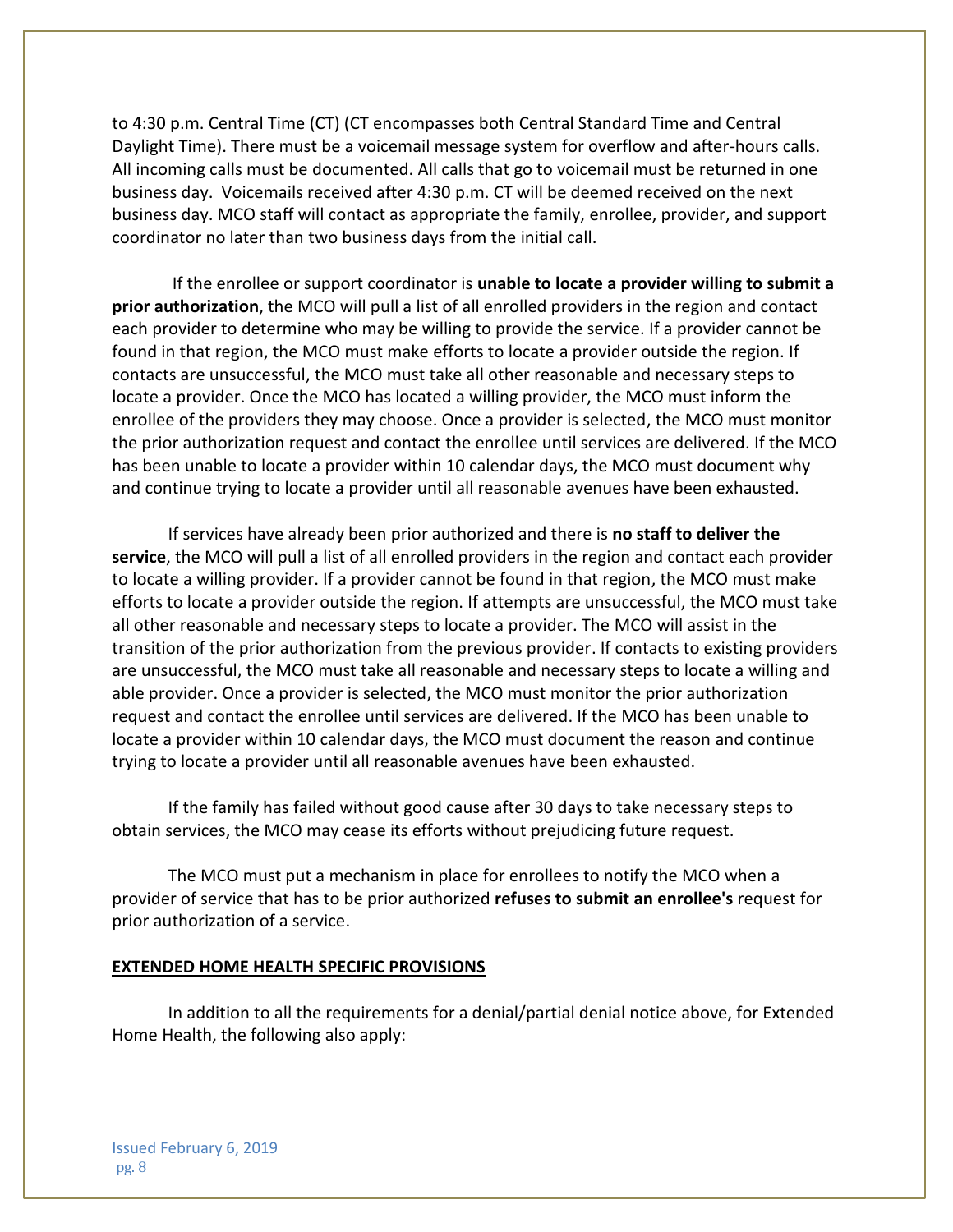to 4:30 p.m. Central Time (CT) (CT encompasses both Central Standard Time and Central Daylight Time). There must be a voicemail message system for overflow and after-hours calls. All incoming calls must be documented. All calls that go to voicemail must be returned in one business day. Voicemails received after 4:30 p.m. CT will be deemed received on the next business day. MCO staff will contact as appropriate the family, enrollee, provider, and support coordinator no later than two business days from the initial call.

If the enrollee or support coordinator is **unable to locate a provider willing to submit a prior authorization**, the MCO will pull a list of all enrolled providers in the region and contact each provider to determine who may be willing to provide the service. If a provider cannot be found in that region, the MCO must make efforts to locate a provider outside the region. If contacts are unsuccessful, the MCO must take all other reasonable and necessary steps to locate a provider. Once the MCO has located a willing provider, the MCO must inform the enrollee of the providers they may choose. Once a provider is selected, the MCO must monitor the prior authorization request and contact the enrollee until services are delivered. If the MCO has been unable to locate a provider within 10 calendar days, the MCO must document why and continue trying to locate a provider until all reasonable avenues have been exhausted.

If services have already been prior authorized and there is **no staff to deliver the service**, the MCO will pull a list of all enrolled providers in the region and contact each provider to locate a willing provider. If a provider cannot be found in that region, the MCO must make efforts to locate a provider outside the region. If attempts are unsuccessful, the MCO must take all other reasonable and necessary steps to locate a provider. The MCO will assist in the transition of the prior authorization from the previous provider. If contacts to existing providers are unsuccessful, the MCO must take all reasonable and necessary steps to locate a willing and able provider. Once a provider is selected, the MCO must monitor the prior authorization request and contact the enrollee until services are delivered. If the MCO has been unable to locate a provider within 10 calendar days, the MCO must document the reason and continue trying to locate a provider until all reasonable avenues have been exhausted.

If the family has failed without good cause after 30 days to take necessary steps to obtain services, the MCO may cease its efforts without prejudicing future request.

The MCO must put a mechanism in place for enrollees to notify the MCO when a provider of service that has to be prior authorized **refuses to submit an enrollee's** request for prior authorization of a service.

## EXTENDED HOME HEALTH SPECIFIC PROVISIONS

In addition to all the requirements for a denial/partial denial notice above, for Extended Home Health, the following also apply: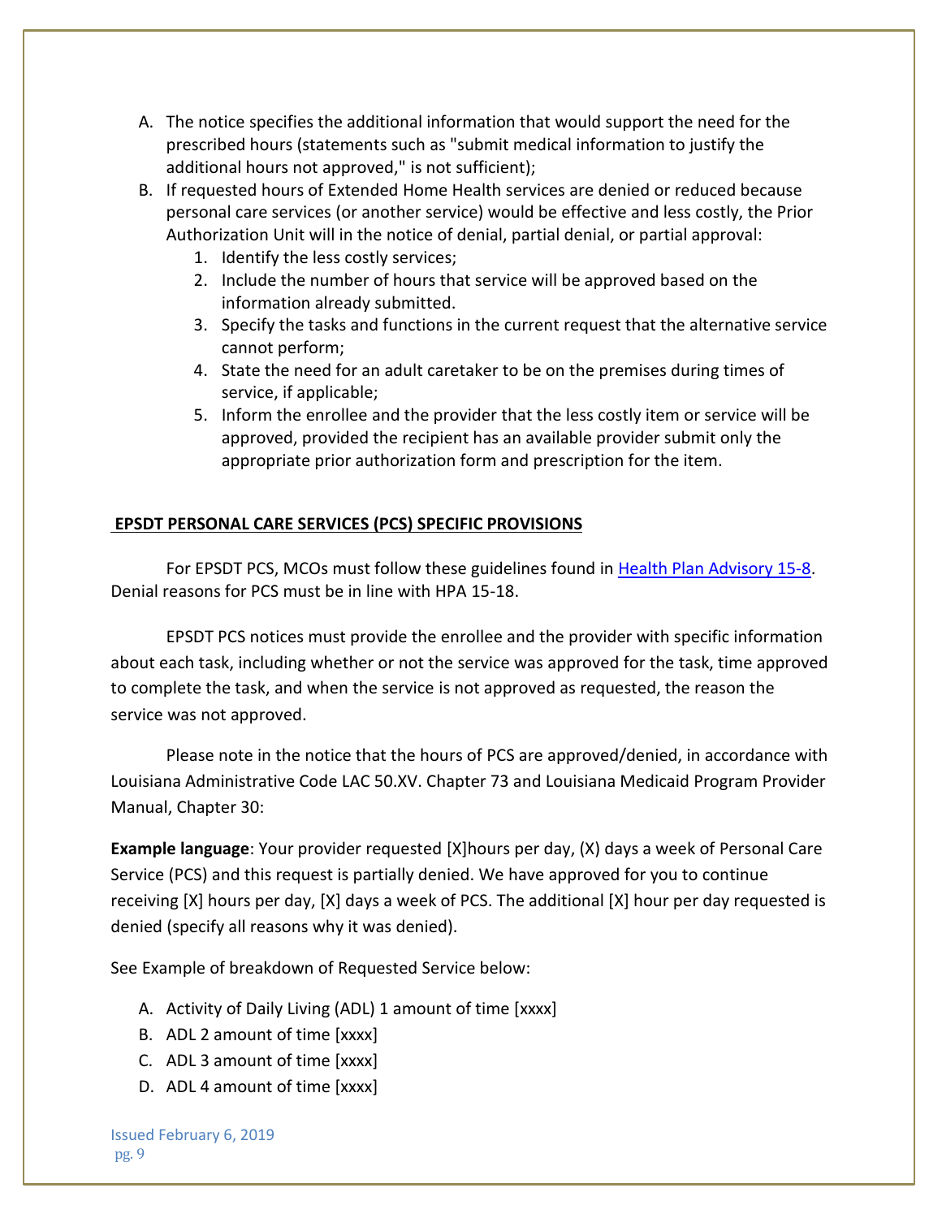A. The notice specifies the additional information that would support the need for the prescribed hours (statements such as "submit medical information to justify the additional hours not approved," is not sufficient);
B. If requested hours of Extended Home Health services are denied or reduced because personal care services (or another service) would be effective and less costly, the Prior Authorization Unit will in the notice of denial, partial denial, or partial approval:
   1. Identify the less costly services;
   2. Include the number of hours that service will be approved based on the information already submitted.
   3. Specify the tasks and functions in the current request that the alternative service cannot perform;
   4. State the need for an adult caretaker to be on the premises during times of service, if applicable;
   5. Inform the enrollee and the provider that the less costly item or service will be approved, provided the recipient has an available provider submit only the appropriate prior authorization form and prescription for the item.

## EPSDT PERSONAL CARE SERVICES (PCS) SPECIFIC PROVISIONS

For EPSDT PCS, MCOs must follow these guidelines found in Health Plan Advisory 15-8. Denial reasons for PCS must be in line with HPA 15-18.

EPSDT PCS notices must provide the enrollee and the provider with specific information about each task, including whether or not the service was approved for the task, time approved to complete the task, and when the service is not approved as requested, the reason the service was not approved.

Please note in the notice that the hours of PCS are approved/denied, in accordance with Louisiana Administrative Code LAC 50.XV. Chapter 73 and Louisiana Medicaid Program Provider Manual, Chapter 30:

**Example language**: Your provider requested [X]hours per day, (X) days a week of Personal Care Service (PCS) and this request is partially denied. We have approved for you to continue receiving [X] hours per day, [X] days a week of PCS. The additional [X] hour per day requested is denied (specify all reasons why it was denied).

See Example of breakdown of Requested Service below:

A. Activity of Daily Living (ADL) 1 amount of time [xxxx]
B. ADL 2 amount of time [xxxx]
C. ADL 3 amount of time [xxxx]
D. ADL 4 amount of time [xxxx]

Issued February 6, 2019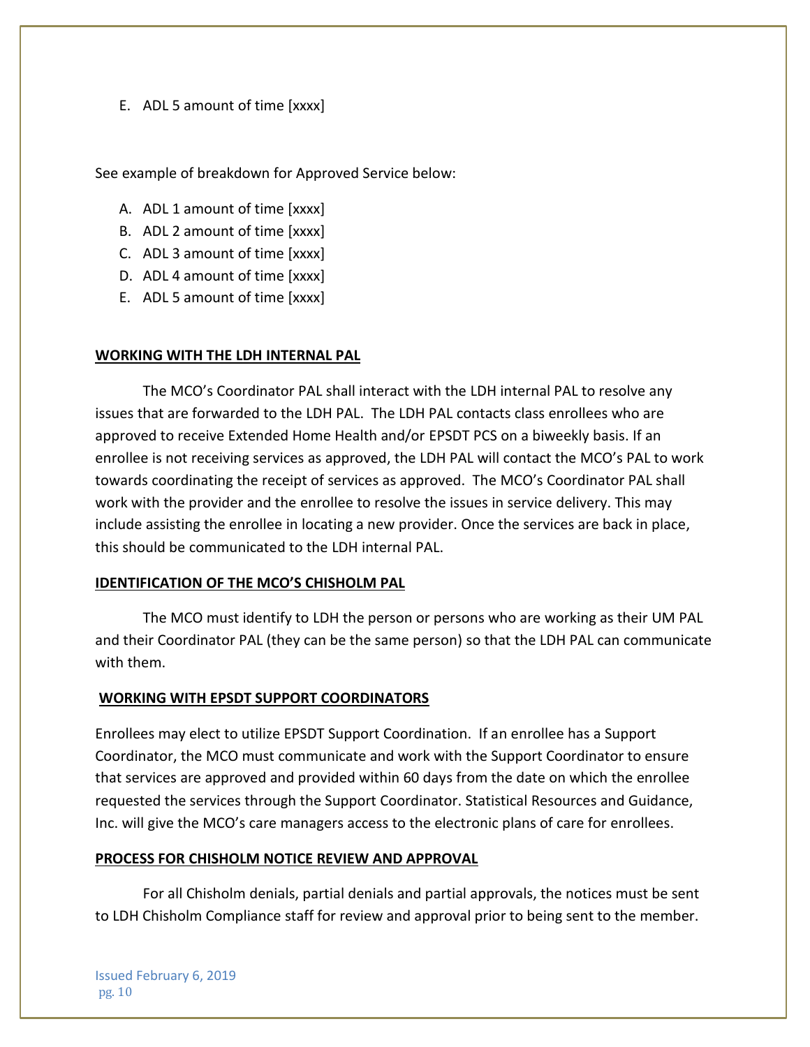E. ADL 5 amount of time [xxxx]

See example of breakdown for Approved Service below:

A. ADL 1 amount of time [xxxx]
B. ADL 2 amount of time [xxxx]
C. ADL 3 amount of time [xxxx]
D. ADL 4 amount of time [xxxx]
E. ADL 5 amount of time [xxxx]

**WORKING WITH THE LDH INTERNAL PAL**

The MCO's Coordinator PAL shall interact with the LDH internal PAL to resolve any issues that are forwarded to the LDH PAL. The LDH PAL contacts class enrollees who are approved to receive Extended Home Health and/or EPSDT PCS on a biweekly basis. If an enrollee is not receiving services as approved, the LDH PAL will contact the MCO's PAL to work towards coordinating the receipt of services as approved. The MCO's Coordinator PAL shall work with the provider and the enrollee to resolve the issues in service delivery. This may include assisting the enrollee in locating a new provider. Once the services are back in place, this should be communicated to the LDH internal PAL.

**IDENTIFICATION OF THE MCO'S CHISHOLM PAL**

The MCO must identify to LDH the person or persons who are working as their UM PAL and their Coordinator PAL (they can be the same person) so that the LDH PAL can communicate with them.

**WORKING WITH EPSDT SUPPORT COORDINATORS**

Enrollees may elect to utilize EPSDT Support Coordination. If an enrollee has a Support Coordinator, the MCO must communicate and work with the Support Coordinator to ensure that services are approved and provided within 60 days from the date on which the enrollee requested the services through the Support Coordinator. Statistical Resources and Guidance, Inc. will give the MCO's care managers access to the electronic plans of care for enrollees.

**PROCESS FOR CHISHOLM NOTICE REVIEW AND APPROVAL**

For all Chisholm denials, partial denials and partial approvals, the notices must be sent to LDH Chisholm Compliance staff for review and approval prior to being sent to the member.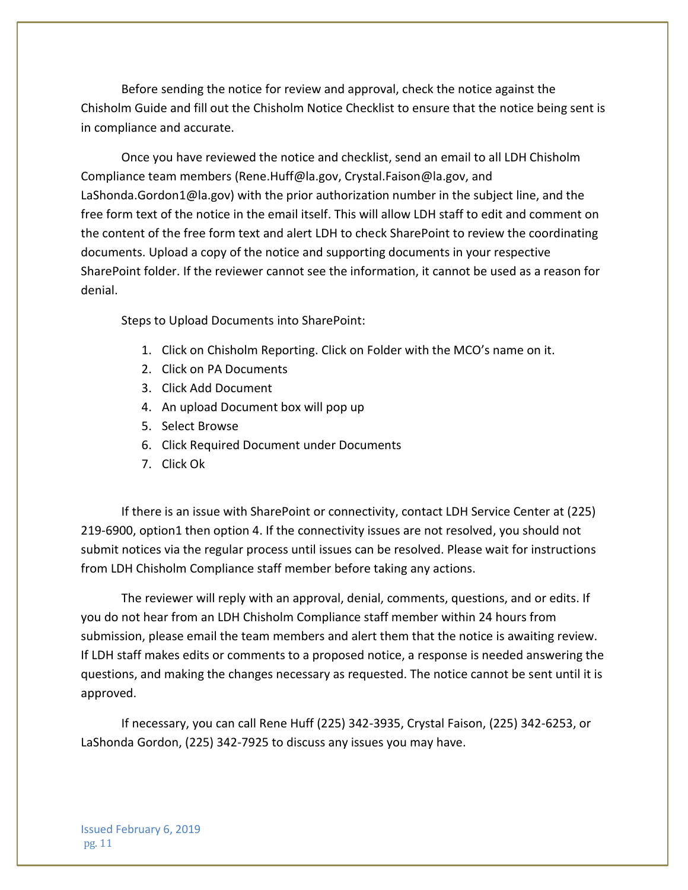Before sending the notice for review and approval, check the notice against the Chisholm Guide and fill out the Chisholm Notice Checklist to ensure that the notice being sent is in compliance and accurate.

Once you have reviewed the notice and checklist, send an email to all LDH Chisholm Compliance team members (Rene.Huff@la.gov, Crystal.Faison@la.gov, and LaShonda.Gordon1@la.gov) with the prior authorization number in the subject line, and the free form text of the notice in the email itself. This will allow LDH staff to edit and comment on the content of the free form text and alert LDH to check SharePoint to review the coordinating documents. Upload a copy of the notice and supporting documents in your respective SharePoint folder. If the reviewer cannot see the information, it cannot be used as a reason for denial.

Steps to Upload Documents into SharePoint:

1. Click on Chisholm Reporting. Click on Folder with the MCO's name on it.
2. Click on PA Documents
3. Click Add Document
4. An upload Document box will pop up
5. Select Browse
6. Click Required Document under Documents
7. Click Ok

If there is an issue with SharePoint or connectivity, contact LDH Service Center at (225) 219-6900, option1 then option 4. If the connectivity issues are not resolved, you should not submit notices via the regular process until issues can be resolved. Please wait for instructions from LDH Chisholm Compliance staff member before taking any actions.

The reviewer will reply with an approval, denial, comments, questions, and or edits. If you do not hear from an LDH Chisholm Compliance staff member within 24 hours from submission, please email the team members and alert them that the notice is awaiting review. If LDH staff makes edits or comments to a proposed notice, a response is needed answering the questions, and making the changes necessary as requested. The notice cannot be sent until it is approved.

If necessary, you can call Rene Huff (225) 342-3935, Crystal Faison, (225) 342-6253, or LaShonda Gordon, (225) 342-7925 to discuss any issues you may have.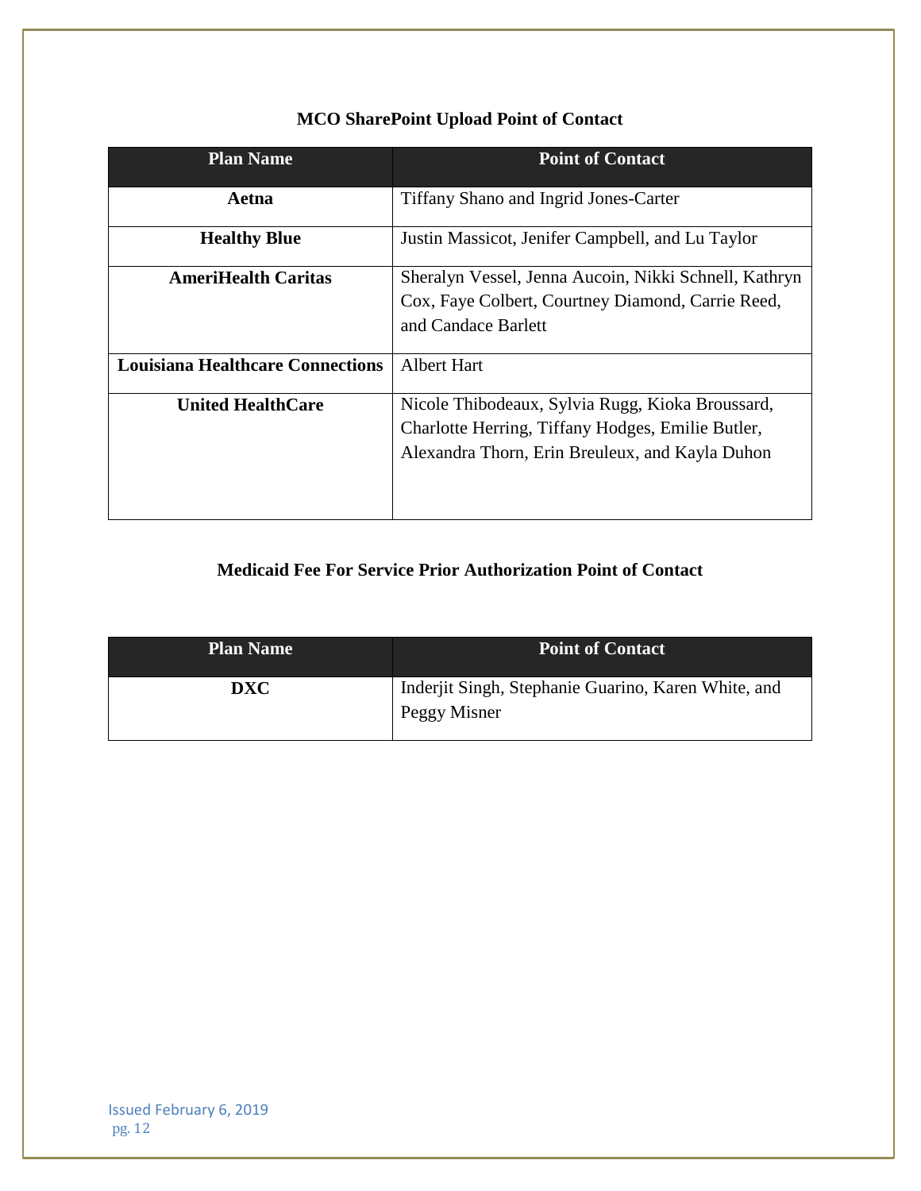## MCO SharePoint Upload Point of Contact

| Plan Name | Point of Contact |
|---|---|
| **Aetna** | Tiffany Shano and Ingrid Jones-Carter |
| **Healthy Blue** | Justin Massicot, Jenifer Campbell, and Lu Taylor |
| **AmeriHealth Caritas** | Sheralyn Vessel, Jenna Aucoin, Nikki Schnell, Kathryn Cox, Faye Colbert, Courtney Diamond, Carrie Reed, and Candace Barlett |
| **Louisiana Healthcare Connections** | Albert Hart |
| **United HealthCare** | Nicole Thibodeaux, Sylvia Rugg, Kioka Broussard, Charlotte Herring, Tiffany Hodges, Emilie Butler, Alexandra Thorn, Erin Breuleux, and Kayla Duhon |

## Medicaid Fee For Service Prior Authorization Point of Contact

| Plan Name | Point of Contact |
|---|---|
| **DXC** | Inderjit Singh, Stephanie Guarino, Karen White, and Peggy Misner |

Issued February 6, 2019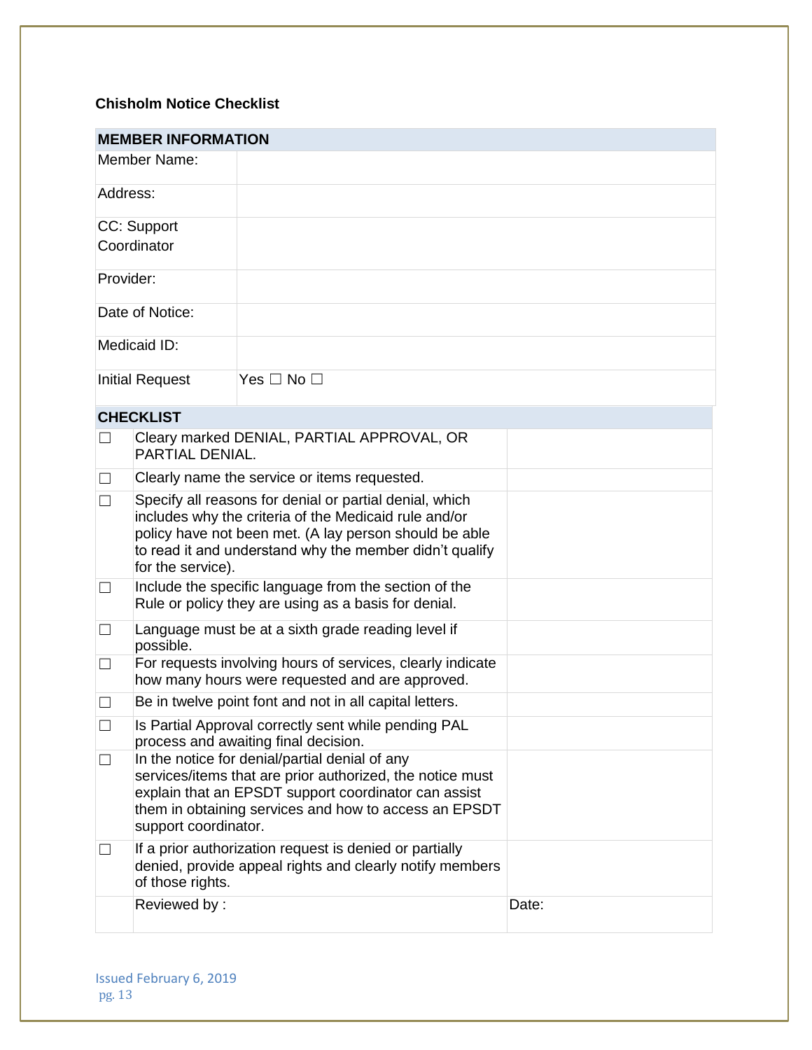**Chisholm Notice Checklist**

| MEMBER INFORMATION | |
|---|---|
| Member Name: | |
| Address: | |
| CC: Support Coordinator | |
| Provider: | |
| Date of Notice: | |
| Medicaid ID: | |
| Initial Request | Yes ☐ No ☐ |

| CHECKLIST | | |
|---|---|---|
| ☐ | Cleary marked DENIAL, PARTIAL APPROVAL, OR PARTIAL DENIAL. | |
| ☐ | Clearly name the service or items requested. | |
| ☐ | Specify all reasons for denial or partial denial, which includes why the criteria of the Medicaid rule and/or policy have not been met. (A lay person should be able to read it and understand why the member didn't qualify for the service). | |
| ☐ | Include the specific language from the section of the Rule or policy they are using as a basis for denial. | |
| ☐ | Language must be at a sixth grade reading level if possible. | |
| ☐ | For requests involving hours of services, clearly indicate how many hours were requested and are approved. | |
| ☐ | Be in twelve point font and not in all capital letters. | |
| ☐ | Is Partial Approval correctly sent while pending PAL process and awaiting final decision. | |
| ☐ | In the notice for denial/partial denial of any services/items that are prior authorized, the notice must explain that an EPSDT support coordinator can assist them in obtaining services and how to access an EPSDT support coordinator. | |
| ☐ | If a prior authorization request is denied or partially denied, provide appeal rights and clearly notify members of those rights. | |
| | Reviewed by : | Date: |

Issued February 6, 2019